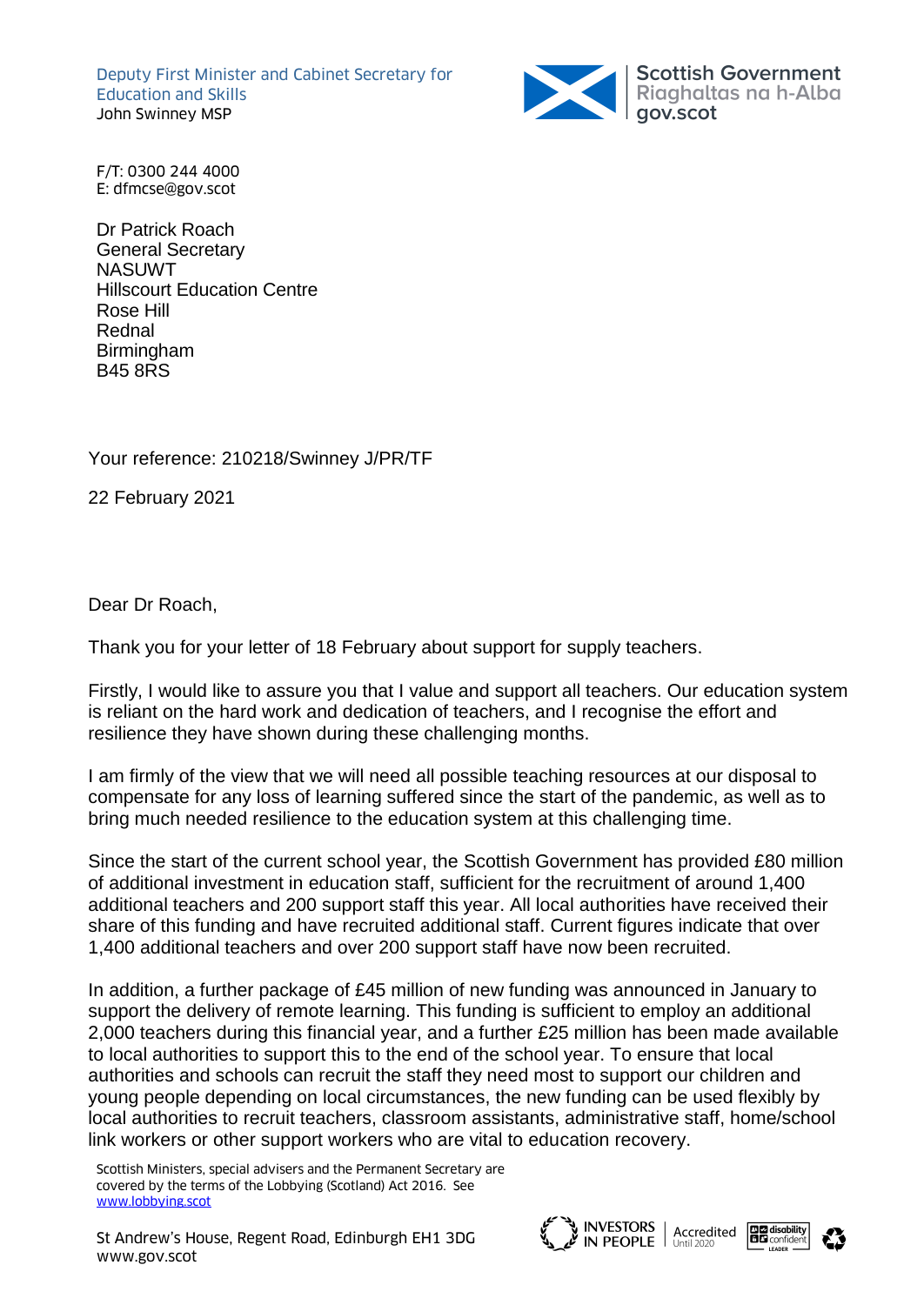Deputy First Minister and Cabinet Secretary for Education and Skills
John Swinney MSP

Scottish Government
Riaghaltas na h-Alba
gov.scot

F/T: 0300 244 4000
E: dfmcse@gov.scot

Dr Patrick Roach
General Secretary
NASUWT
Hillscourt Education Centre
Rose Hill
Rednal
Birmingham
B45 8RS

Your reference: 210218/Swinney J/PR/TF

22 February 2021

Dear Dr Roach,

Thank you for your letter of 18 February about support for supply teachers.

Firstly, I would like to assure you that I value and support all teachers. Our education system is reliant on the hard work and dedication of teachers, and I recognise the effort and resilience they have shown during these challenging months.

I am firmly of the view that we will need all possible teaching resources at our disposal to compensate for any loss of learning suffered since the start of the pandemic, as well as to bring much needed resilience to the education system at this challenging time.

Since the start of the current school year, the Scottish Government has provided £80 million of additional investment in education staff, sufficient for the recruitment of around 1,400 additional teachers and 200 support staff this year. All local authorities have received their share of this funding and have recruited additional staff. Current figures indicate that over 1,400 additional teachers and over 200 support staff have now been recruited.

In addition, a further package of £45 million of new funding was announced in January to support the delivery of remote learning. This funding is sufficient to employ an additional 2,000 teachers during this financial year, and a further £25 million has been made available to local authorities to support this to the end of the school year. To ensure that local authorities and schools can recruit the staff they need most to support our children and young people depending on local circumstances, the new funding can be used flexibly by local authorities to recruit teachers, classroom assistants, administrative staff, home/school link workers or other support workers who are vital to education recovery.

Scottish Ministers, special advisers and the Permanent Secretary are covered by the terms of the Lobbying (Scotland) Act 2016. See www.lobbying.scot

St Andrew's House, Regent Road, Edinburgh EH1 3DG
www.gov.scot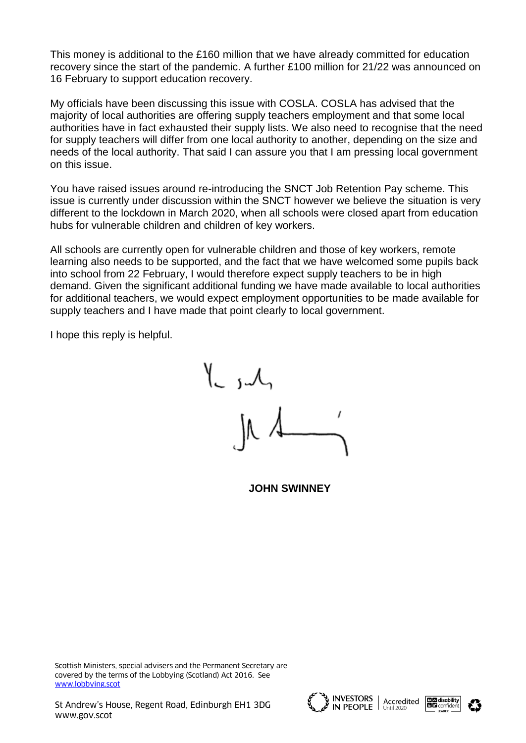This money is additional to the £160 million that we have already committed for education recovery since the start of the pandemic. A further £100 million for 21/22 was announced on 16 February to support education recovery.

My officials have been discussing this issue with COSLA. COSLA has advised that the majority of local authorities are offering supply teachers employment and that some local authorities have in fact exhausted their supply lists. We also need to recognise that the need for supply teachers will differ from one local authority to another, depending on the size and needs of the local authority. That said I can assure you that I am pressing local government on this issue.

You have raised issues around re-introducing the SNCT Job Retention Pay scheme. This issue is currently under discussion within the SNCT however we believe the situation is very different to the lockdown in March 2020, when all schools were closed apart from education hubs for vulnerable children and children of key workers.

All schools are currently open for vulnerable children and those of key workers, remote learning also needs to be supported, and the fact that we have welcomed some pupils back into school from 22 February, I would therefore expect supply teachers to be in high demand. Given the significant additional funding we have made available to local authorities for additional teachers, we would expect employment opportunities to be made available for supply teachers and I have made that point clearly to local government.

I hope this reply is helpful.

**JOHN SWINNEY**

Scottish Ministers, special advisers and the Permanent Secretary are covered by the terms of the Lobbying (Scotland) Act 2016. See www.lobbying.scot

St Andrew's House, Regent Road, Edinburgh EH1 3DG
www.gov.scot